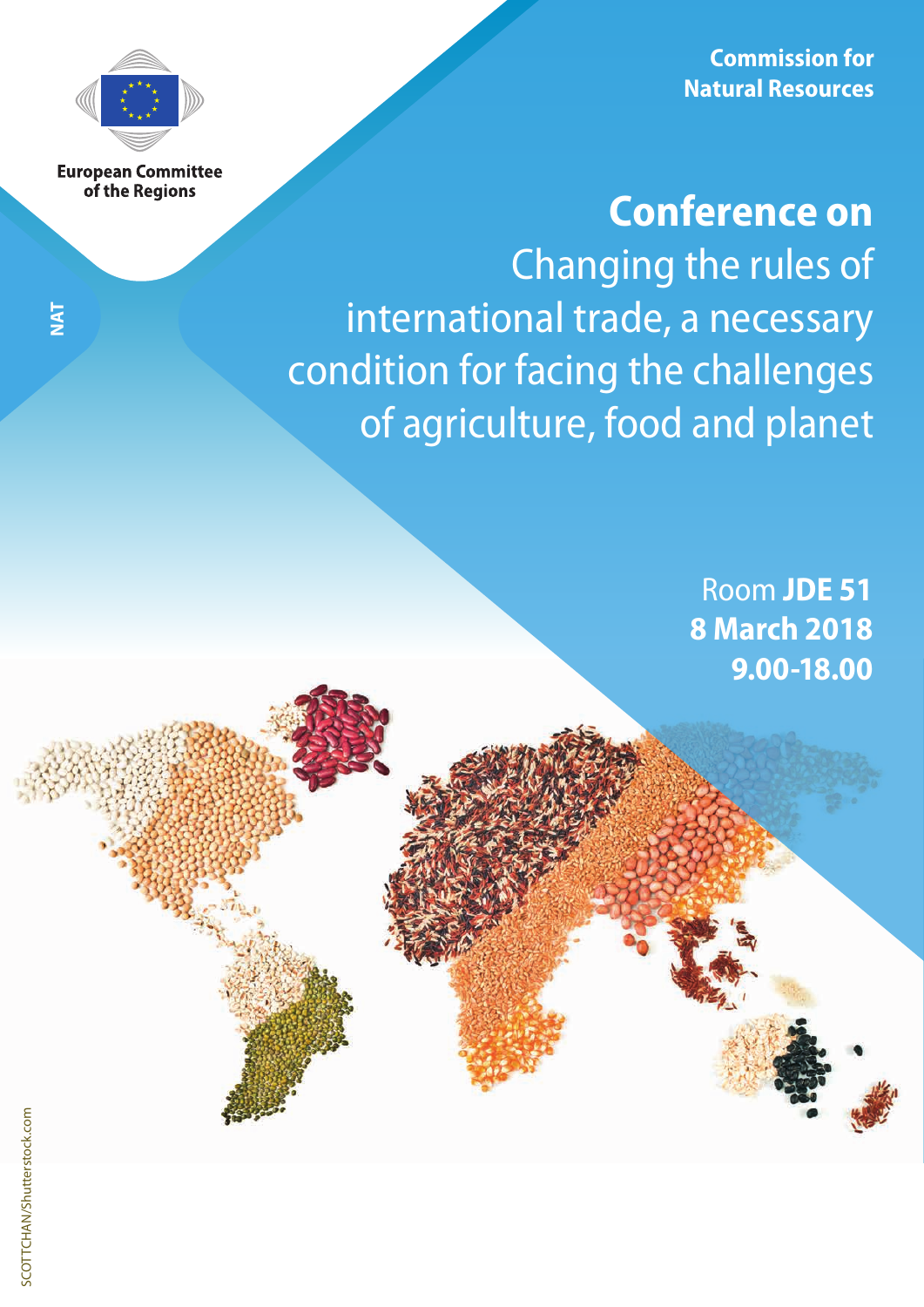European Committee of the Regions

Commission for Natural Resources

NAT

# Conference on

## Changing the rules of international trade, a necessary condition for facing the challenges of agriculture, food and planet

Room **JDE 51**

**8 March 2018**

**9.00-18.00**

SCOTTCHAN/Shutterstock.com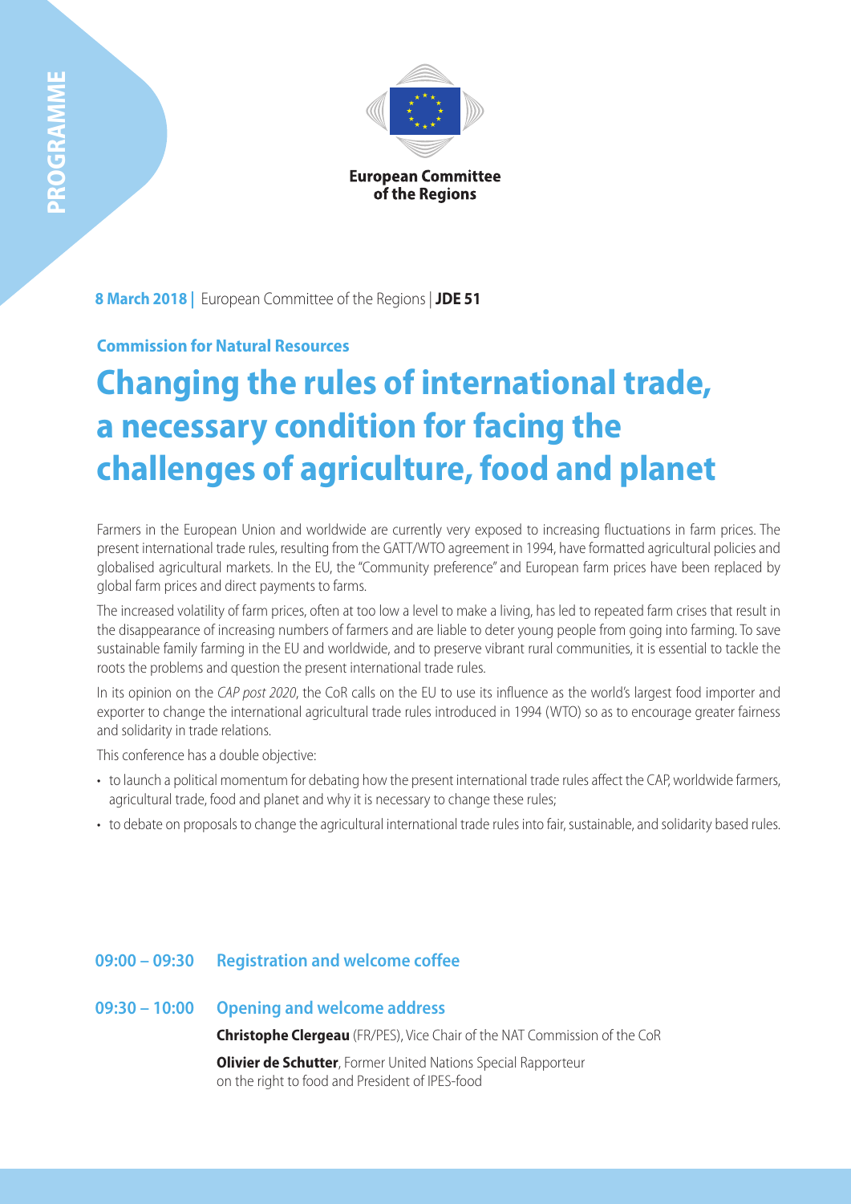PROGRAMME

European Committee of the Regions

**8 March 2018 |** European Committee of the Regions | **JDE 51**

**Commission for Natural Resources**

# Changing the rules of international trade, a necessary condition for facing the challenges of agriculture, food and planet

Farmers in the European Union and worldwide are currently very exposed to increasing fluctuations in farm prices. The present international trade rules, resulting from the GATT/WTO agreement in 1994, have formatted agricultural policies and globalised agricultural markets. In the EU, the "Community preference" and European farm prices have been replaced by global farm prices and direct payments to farms.

The increased volatility of farm prices, often at too low a level to make a living, has led to repeated farm crises that result in the disappearance of increasing numbers of farmers and are liable to deter young people from going into farming. To save sustainable family farming in the EU and worldwide, and to preserve vibrant rural communities, it is essential to tackle the roots the problems and question the present international trade rules.

In its opinion on the *CAP post 2020*, the CoR calls on the EU to use its influence as the world's largest food importer and exporter to change the international agricultural trade rules introduced in 1994 (WTO) so as to encourage greater fairness and solidarity in trade relations.

This conference has a double objective:

- to launch a political momentum for debating how the present international trade rules affect the CAP, worldwide farmers, agricultural trade, food and planet and why it is necessary to change these rules;
- to debate on proposals to change the agricultural international trade rules into fair, sustainable, and solidarity based rules.

**09:00 – 09:30 Registration and welcome coffee**

**09:30 – 10:00 Opening and welcome address**

**Christophe Clergeau** (FR/PES), Vice Chair of the NAT Commission of the CoR

**Olivier de Schutter**, Former United Nations Special Rapporteur on the right to food and President of IPES-food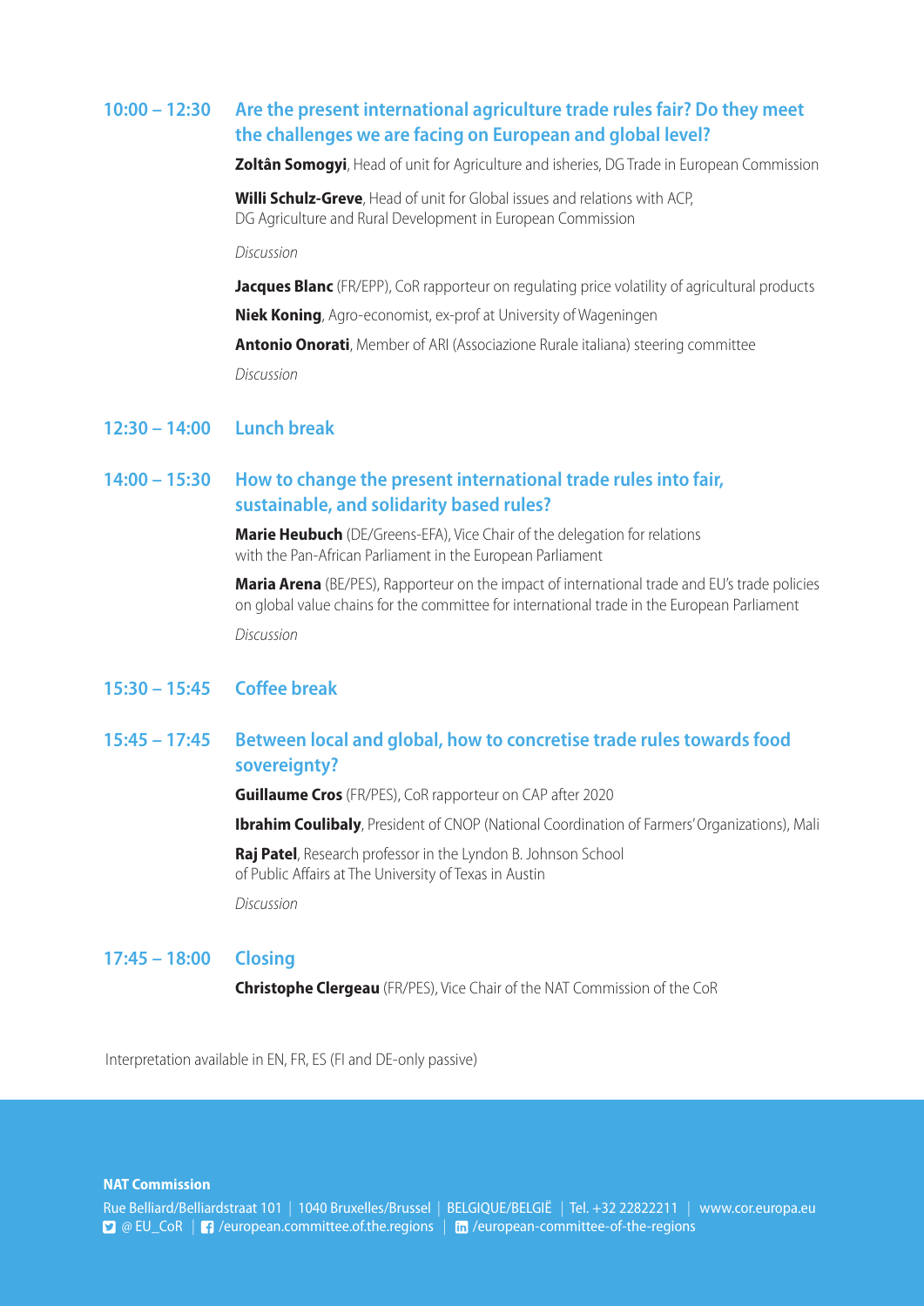**10:00 – 12:30** **Are the present international agriculture trade rules fair? Do they meet the challenges we are facing on European and global level?**

**Zoltân Somogyi**, Head of unit for Agriculture and isheries, DG Trade in European Commission

**Willi Schulz-Greve**, Head of unit for Global issues and relations with ACP, DG Agriculture and Rural Development in European Commission

*Discussion*

**Jacques Blanc** (FR/EPP), CoR rapporteur on regulating price volatility of agricultural products

**Niek Koning**, Agro-economist, ex-prof at University of Wageningen

**Antonio Onorati**, Member of ARI (Associazione Rurale italiana) steering committee

*Discussion*

**12:30 – 14:00** **Lunch break**

**14:00 – 15:30** **How to change the present international trade rules into fair, sustainable, and solidarity based rules?**

**Marie Heubuch** (DE/Greens-EFA), Vice Chair of the delegation for relations with the Pan-African Parliament in the European Parliament

**Maria Arena** (BE/PES), Rapporteur on the impact of international trade and EU's trade policies on global value chains for the committee for international trade in the European Parliament

*Discussion*

**15:30 – 15:45** **Coffee break**

**15:45 – 17:45** **Between local and global, how to concretise trade rules towards food sovereignty?**

**Guillaume Cros** (FR/PES), CoR rapporteur on CAP after 2020

**Ibrahim Coulibaly**, President of CNOP (National Coordination of Farmers' Organizations), Mali

**Raj Patel**, Research professor in the Lyndon B. Johnson School of Public Affairs at The University of Texas in Austin

*Discussion*

**17:45 – 18:00** **Closing**

**Christophe Clergeau** (FR/PES), Vice Chair of the NAT Commission of the CoR

Interpretation available in EN, FR, ES (FI and DE-only passive)

**NAT Commission**

Rue Belliard/Belliardstraat 101 | 1040 Bruxelles/Brussel | BELGIQUE/BELGIË | Tel. +32 22822211 | www.cor.europa.eu
@EU_CoR | /european.committee.of.the.regions | /european-committee-of-the-regions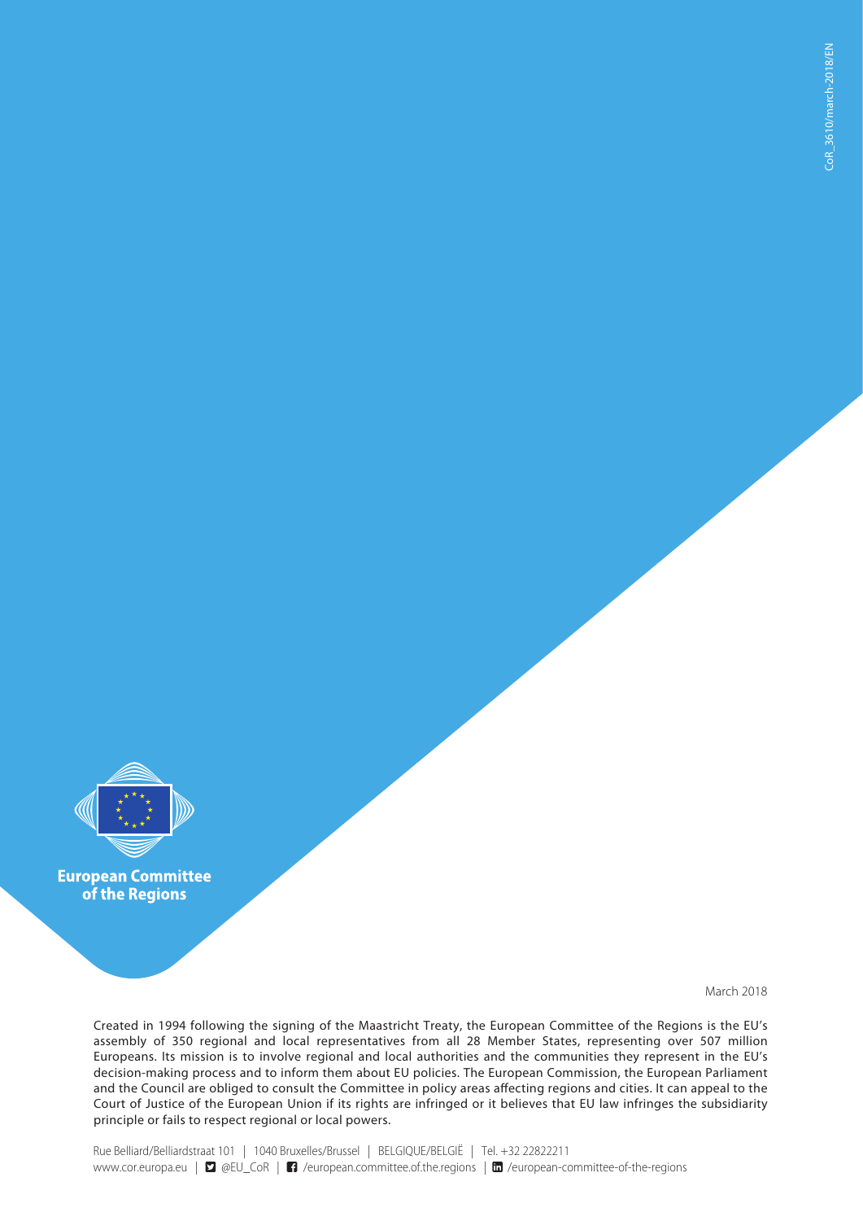CoR_3610/march-2018/EN

European Committee of the Regions

March 2018

Created in 1994 following the signing of the Maastricht Treaty, the European Committee of the Regions is the EU's assembly of 350 regional and local representatives from all 28 Member States, representing over 507 million Europeans. Its mission is to involve regional and local authorities and the communities they represent in the EU's decision-making process and to inform them about EU policies. The European Commission, the European Parliament and the Council are obliged to consult the Committee in policy areas affecting regions and cities. It can appeal to the Court of Justice of the European Union if its rights are infringed or it believes that EU law infringes the subsidiarity principle or fails to respect regional or local powers.

Rue Belliard/Belliardstraat 101 | 1040 Bruxelles/Brussel | BELGIQUE/BELGIË | Tel. +32 22822211
www.cor.europa.eu | @EU_CoR | /european.committee.of.the.regions | /european-committee-of-the-regions